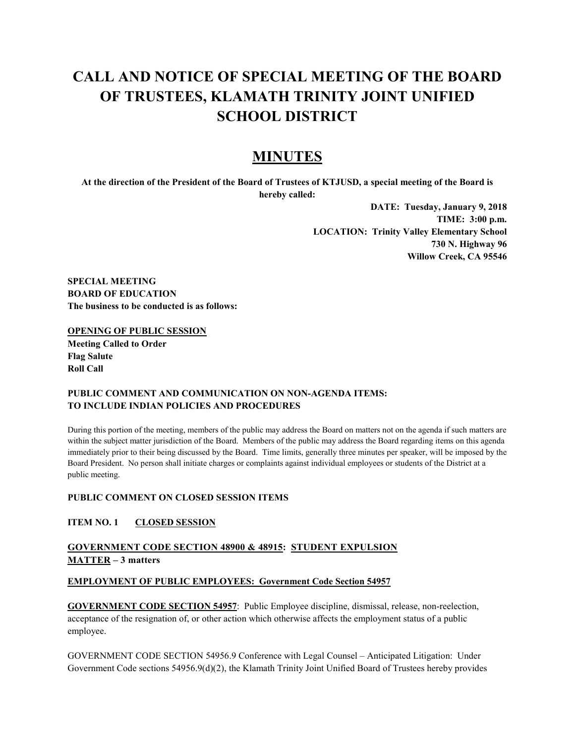# CALL AND NOTICE OF SPECIAL MEETING OF THE BOARD OF TRUSTEES, KLAMATH TRINITY JOINT UNIFIED SCHOOL DISTRICT

## MINUTES

**At the direction of the President of the Board of Trustees of KTJUSD, a special meeting of the Board is hereby called:**

**DATE: Tuesday, January 9, 2018**
**TIME: 3:00 p.m.**
**LOCATION: Trinity Valley Elementary School**
**730 N. Highway 96**
**Willow Creek, CA 95546**

**SPECIAL MEETING**
**BOARD OF EDUCATION**
**The business to be conducted is as follows:**

**OPENING OF PUBLIC SESSION**
**Meeting Called to Order**
**Flag Salute**
**Roll Call**

**PUBLIC COMMENT AND COMMUNICATION ON NON-AGENDA ITEMS: TO INCLUDE INDIAN POLICIES AND PROCEDURES**

During this portion of the meeting, members of the public may address the Board on matters not on the agenda if such matters are within the subject matter jurisdiction of the Board. Members of the public may address the Board regarding items on this agenda immediately prior to their being discussed by the Board. Time limits, generally three minutes per speaker, will be imposed by the Board President. No person shall initiate charges or complaints against individual employees or students of the District at a public meeting.

**PUBLIC COMMENT ON CLOSED SESSION ITEMS**

**ITEM NO. 1 CLOSED SESSION**

**GOVERNMENT CODE SECTION 48900 & 48915: STUDENT EXPULSION MATTER – 3 matters**

**EMPLOYMENT OF PUBLIC EMPLOYEES: Government Code Section 54957**

**GOVERNMENT CODE SECTION 54957**: Public Employee discipline, dismissal, release, non-reelection, acceptance of the resignation of, or other action which otherwise affects the employment status of a public employee.

GOVERNMENT CODE SECTION 54956.9 Conference with Legal Counsel – Anticipated Litigation: Under Government Code sections 54956.9(d)(2), the Klamath Trinity Joint Unified Board of Trustees hereby provides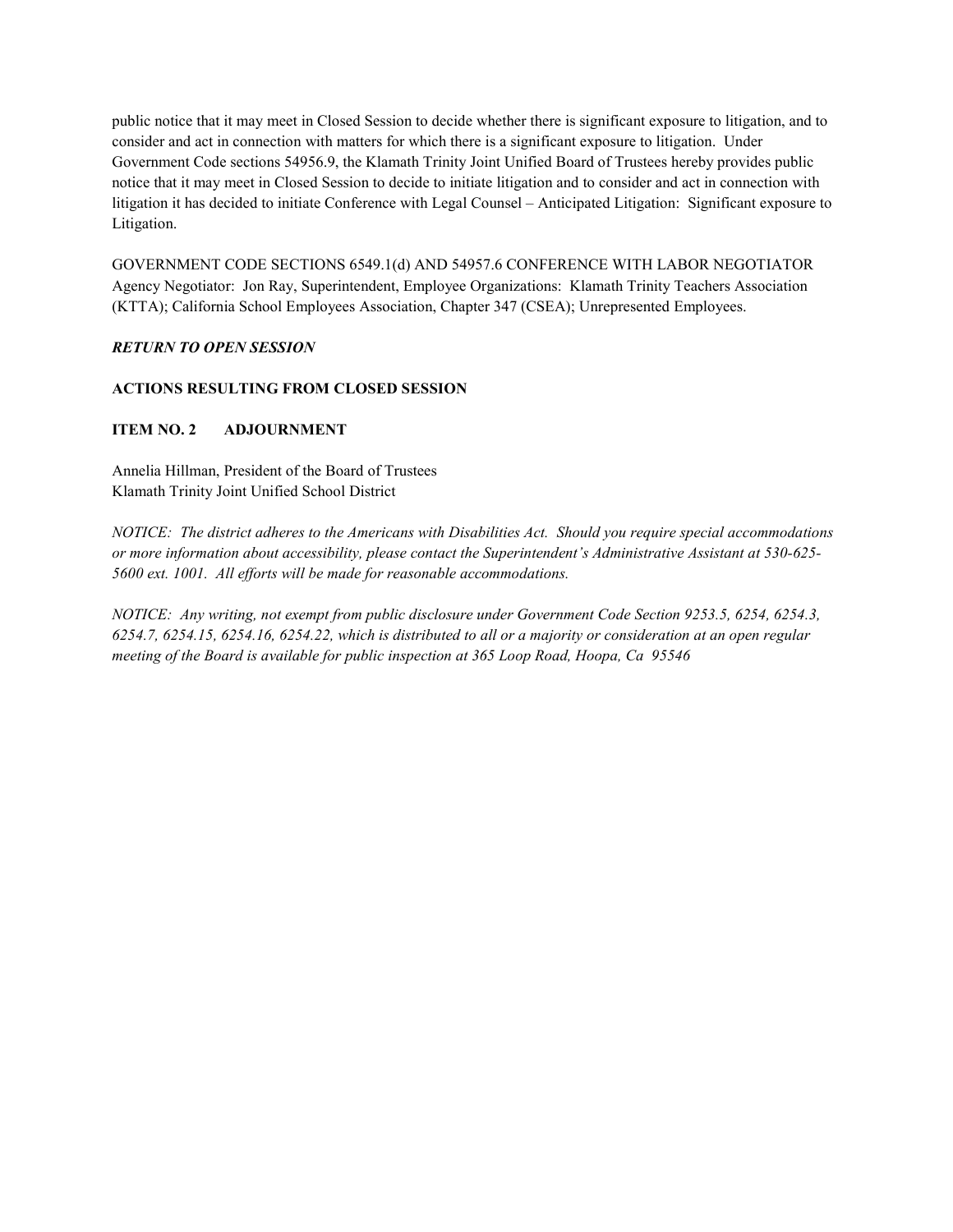public notice that it may meet in Closed Session to decide whether there is significant exposure to litigation, and to consider and act in connection with matters for which there is a significant exposure to litigation. Under Government Code sections 54956.9, the Klamath Trinity Joint Unified Board of Trustees hereby provides public notice that it may meet in Closed Session to decide to initiate litigation and to consider and act in connection with litigation it has decided to initiate Conference with Legal Counsel – Anticipated Litigation: Significant exposure to Litigation.

GOVERNMENT CODE SECTIONS 6549.1(d) AND 54957.6 CONFERENCE WITH LABOR NEGOTIATOR Agency Negotiator: Jon Ray, Superintendent, Employee Organizations: Klamath Trinity Teachers Association (KTTA); California School Employees Association, Chapter 347 (CSEA); Unrepresented Employees.

***RETURN TO OPEN SESSION***

**ACTIONS RESULTING FROM CLOSED SESSION**

**ITEM NO. 2 ADJOURNMENT**

Annelia Hillman, President of the Board of Trustees
Klamath Trinity Joint Unified School District

*NOTICE: The district adheres to the Americans with Disabilities Act. Should you require special accommodations or more information about accessibility, please contact the Superintendent's Administrative Assistant at 530-625-5600 ext. 1001. All efforts will be made for reasonable accommodations.*

*NOTICE: Any writing, not exempt from public disclosure under Government Code Section 9253.5, 6254, 6254.3, 6254.7, 6254.15, 6254.16, 6254.22, which is distributed to all or a majority or consideration at an open regular meeting of the Board is available for public inspection at 365 Loop Road, Hoopa, Ca 95546*